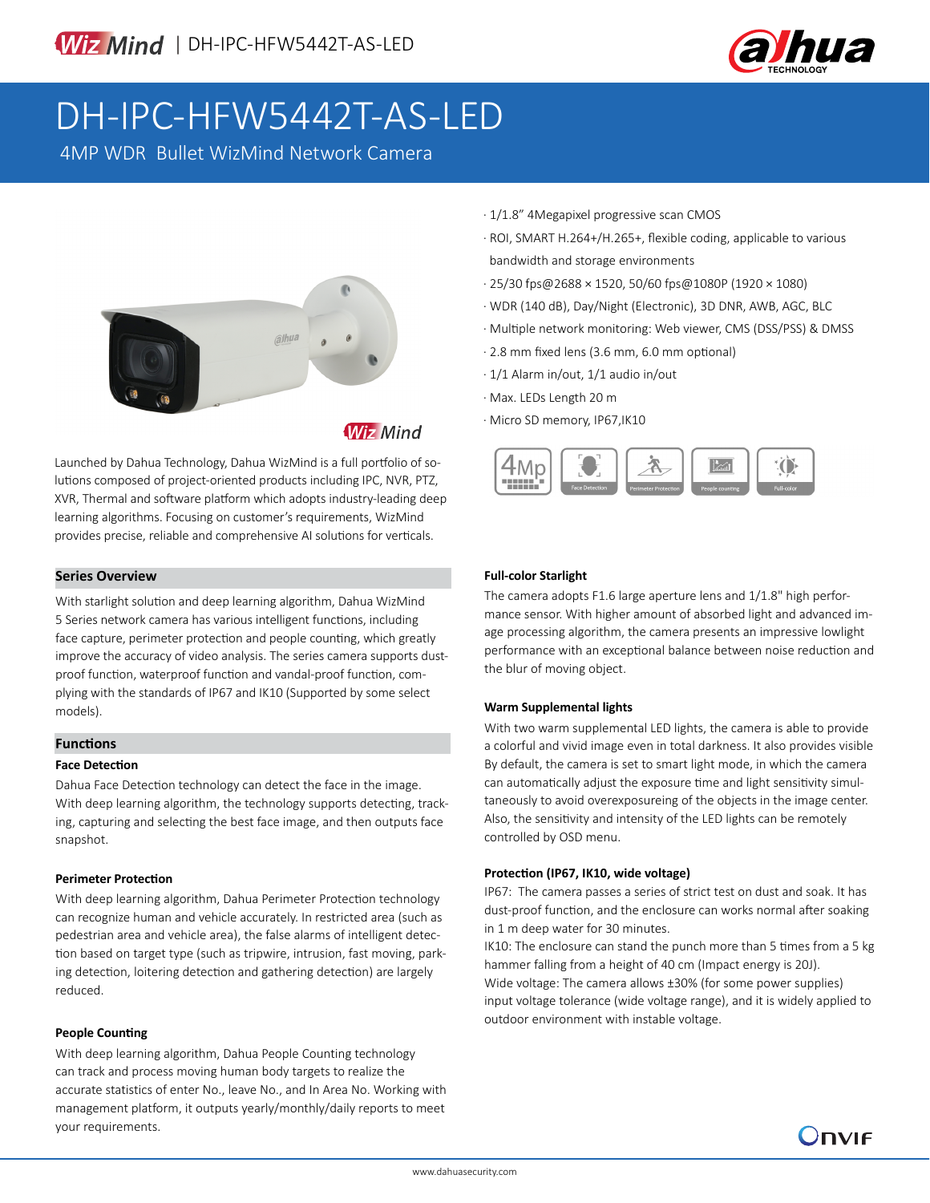# DH-IPC-HFW5442T-AS-LED

4MP WDR Bullet WizMind Network Camera

- 1/1.8" 4Megapixel progressive scan CMOS
- ROI, SMART H.264+/H.265+, flexible coding, applicable to various bandwidth and storage environments
- 25/30 fps@2688 × 1520, 50/60 fps@1080P (1920 × 1080)
- WDR (140 dB), Day/Night (Electronic), 3D DNR, AWB, AGC, BLC
- Multiple network monitoring: Web viewer, CMS (DSS/PSS) & DMSS
- 2.8 mm fixed lens (3.6 mm, 6.0 mm optional)
- 1/1 Alarm in/out, 1/1 audio in/out
- Max. LEDs Length 20 m
- Micro SD memory, IP67,IK10

4Mp | Face Detection | Perimeter Protection | People counting | Full-color

Launched by Dahua Technology, Dahua WizMind is a full portfolio of solutions composed of project-oriented products including IPC, NVR, PTZ, XVR, Thermal and software platform which adopts industry-leading deep learning algorithms. Focusing on customer's requirements, WizMind provides precise, reliable and comprehensive AI solutions for verticals.

## Series Overview

With starlight solution and deep learning algorithm, Dahua WizMind 5 Series network camera has various intelligent functions, including face capture, perimeter protection and people counting, which greatly improve the accuracy of video analysis. The series camera supports dust-proof function, waterproof function and vandal-proof function, complying with the standards of IP67 and IK10 (Supported by some select models).

## Functions

### Face Detection

Dahua Face Detection technology can detect the face in the image. With deep learning algorithm, the technology supports detecting, tracking, capturing and selecting the best face image, and then outputs face snapshot.

### Perimeter Protection

With deep learning algorithm, Dahua Perimeter Protection technology can recognize human and vehicle accurately. In restricted area (such as pedestrian area and vehicle area), the false alarms of intelligent detection based on target type (such as tripwire, intrusion, fast moving, parking detection, loitering detection and gathering detection) are largely reduced.

### People Counting

With deep learning algorithm, Dahua People Counting technology can track and process moving human body targets to realize the accurate statistics of enter No., leave No., and In Area No. Working with management platform, it outputs yearly/monthly/daily reports to meet your requirements.

### Full-color Starlight

The camera adopts F1.6 large aperture lens and 1/1.8" high performance sensor. With higher amount of absorbed light and advanced image processing algorithm, the camera presents an impressive lowlight performance with an exceptional balance between noise reduction and the blur of moving object.

### Warm Supplemental lights

With two warm supplemental LED lights, the camera is able to provide a colorful and vivid image even in total darkness. It also provides visible By default, the camera is set to smart light mode, in which the camera can automatically adjust the exposure time and light sensitivity simultaneously to avoid overexposureing of the objects in the image center. Also, the sensitivity and intensity of the LED lights can be remotely controlled by OSD menu.

### Protection (IP67, IK10, wide voltage)

IP67: The camera passes a series of strict test on dust and soak. It has dust-proof function, and the enclosure can works normal after soaking in 1 m deep water for 30 minutes.
IK10: The enclosure can stand the punch more than 5 times from a 5 kg hammer falling from a height of 40 cm (Impact energy is 20J).
Wide voltage: The camera allows ±30% (for some power supplies) input voltage tolerance (wide voltage range), and it is widely applied to outdoor environment with instable voltage.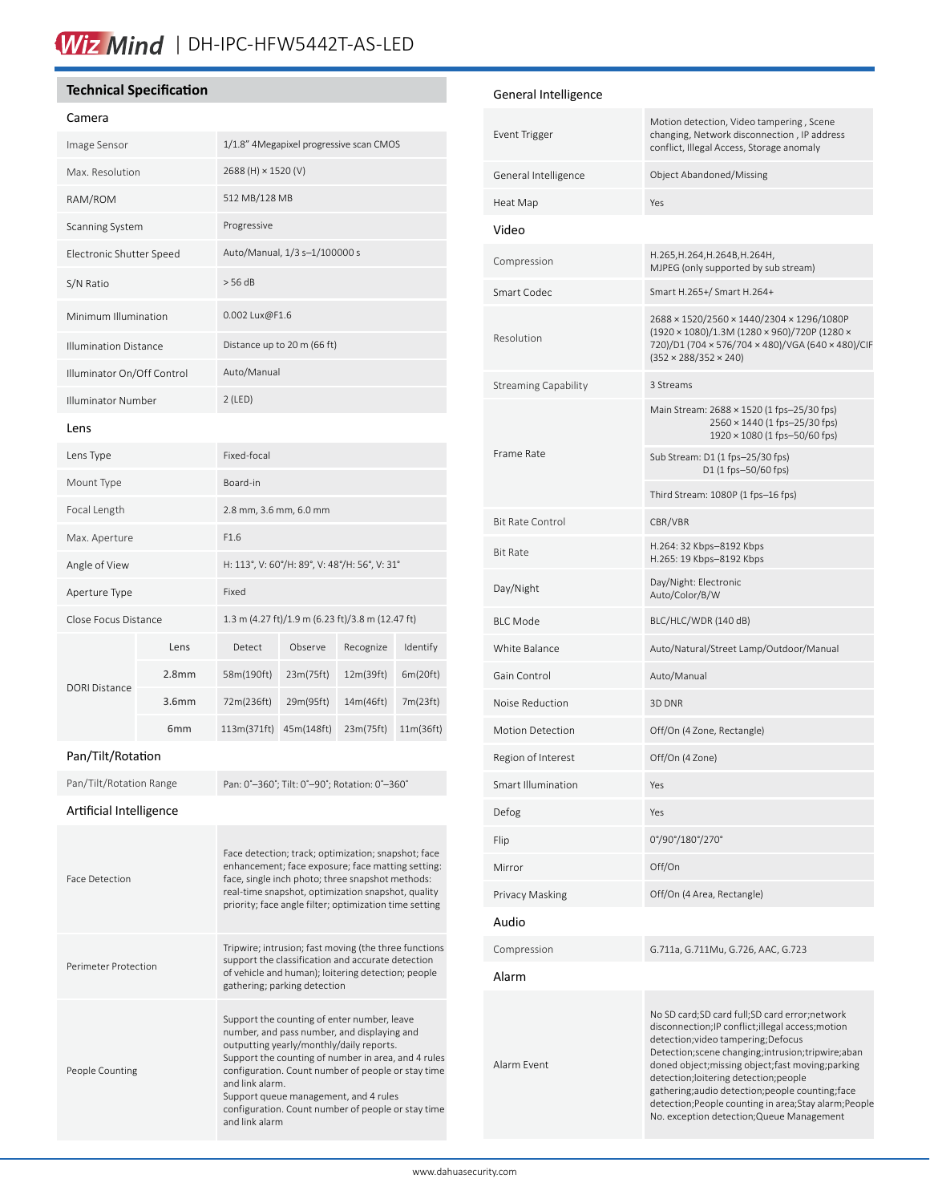## Technical Specification

### Camera

| | |
|---|---|
| Image Sensor | 1/1.8" 4Megapixel progressive scan CMOS |
| Max. Resolution | 2688 (H) × 1520 (V) |
| RAM/ROM | 512 MB/128 MB |
| Scanning System | Progressive |
| Electronic Shutter Speed | Auto/Manual, 1/3 s–1/100000 s |
| S/N Ratio | > 56 dB |
| Minimum Illumination | 0.002 Lux@F1.6 |
| Illumination Distance | Distance up to 20 m (66 ft) |
| Illuminator On/Off Control | Auto/Manual |
| Illuminator Number | 2 (LED) |

### Lens

| | | | | | |
|---|---|---|---|---|---|
| Lens Type | Fixed-focal | | | | |
| Mount Type | Board-in | | | | |
| Focal Length | 2.8 mm, 3.6 mm, 6.0 mm | | | | |
| Max. Aperture | F1.6 | | | | |
| Angle of View | H: 113°, V: 60°/H: 89°, V: 48°/H: 56°, V: 31° | | | | |
| Aperture Type | Fixed | | | | |
| Close Focus Distance | 1.3 m (4.27 ft)/1.9 m (6.23 ft)/3.8 m (12.47 ft) | | | | |
| DORI Distance | Lens | Detect | Observe | Recognize | Identify |
| | 2.8mm | 58m(190ft) | 23m(75ft) | 12m(39ft) | 6m(20ft) |
| | 3.6mm | 72m(236ft) | 29m(95ft) | 14m(46ft) | 7m(23ft) |
| | 6mm | 113m(371ft) | 45m(148ft) | 23m(75ft) | 11m(36ft) |

### Pan/Tilt/Rotation

| | |
|---|---|
| Pan/Tilt/Rotation Range | Pan: 0°–360°; Tilt: 0°–90°; Rotation: 0°–360° |

### Artificial Intelligence

| | |
|---|---|
| Face Detection | Face detection; track; optimization; snapshot; face enhancement; face exposure; face matting setting: face, single inch photo; three snapshot methods: real-time snapshot, optimization snapshot, quality priority; face angle filter; optimization time setting |
| Perimeter Protection | Tripwire; intrusion; fast moving (the three functions support the classification and accurate detection of vehicle and human); loitering detection; people gathering; parking detection |
| People Counting | Support the counting of enter number, leave number, and pass number, and displaying and outputting yearly/monthly/daily reports.<br>Support the counting of number in area, and 4 rules configuration. Count number of people or stay time and link alarm.<br>Support queue management, and 4 rules configuration. Count number of people or stay time and link alarm |

### General Intelligence

| | |
|---|---|
| Event Trigger | Motion detection, Video tampering , Scene changing, Network disconnection , IP address conflict, Illegal Access, Storage anomaly |
| General Intelligence | Object Abandoned/Missing |
| Heat Map | Yes |

### Video

| | |
|---|---|
| Compression | H.265,H.264,H.264B,H.264H, MJPEG (only supported by sub stream) |
| Smart Codec | Smart H.265+/ Smart H.264+ |
| Resolution | 2688 × 1520/2560 × 1440/2304 × 1296/1080P (1920 × 1080)/1.3M (1280 × 960)/720P (1280 × 720)/D1 (704 × 576/704 × 480)/VGA (640 × 480)/CIF (352 × 288/352 × 240) |
| Streaming Capability | 3 Streams |
| Frame Rate | Main Stream: 2688 × 1520 (1 fps–25/30 fps)<br>2560 × 1440 (1 fps–25/30 fps)<br>1920 × 1080 (1 fps–50/60 fps) |
| | Sub Stream: D1 (1 fps–25/30 fps)<br>D1 (1 fps–50/60 fps) |
| | Third Stream: 1080P (1 fps–16 fps) |
| Bit Rate Control | CBR/VBR |
| Bit Rate | H.264: 32 Kbps–8192 Kbps<br>H.265: 19 Kbps–8192 Kbps |
| Day/Night | Day/Night: Electronic<br>Auto/Color/B/W |
| BLC Mode | BLC/HLC/WDR (140 dB) |
| White Balance | Auto/Natural/Street Lamp/Outdoor/Manual |
| Gain Control | Auto/Manual |
| Noise Reduction | 3D DNR |
| Motion Detection | Off/On (4 Zone, Rectangle) |
| Region of Interest | Off/On (4 Zone) |
| Smart Illumination | Yes |
| Defog | Yes |
| Flip | 0°/90°/180°/270° |
| Mirror | Off/On |
| Privacy Masking | Off/On (4 Area, Rectangle) |

### Audio

| | |
|---|---|
| Compression | G.711a, G.711Mu, G.726, AAC, G.723 |

### Alarm

| | |
|---|---|
| Alarm Event | No SD card;SD card full;SD card error;network disconnection;IP conflict;illegal access;motion detection;video tampering;Defocus Detection;scene changing;intrusion;tripwire;abandoned object;missing object;fast moving;parking detection;loitering detection;people gathering;audio detection;people counting;face detection;People counting in area;Stay alarm;People No. exception detection;Queue Management |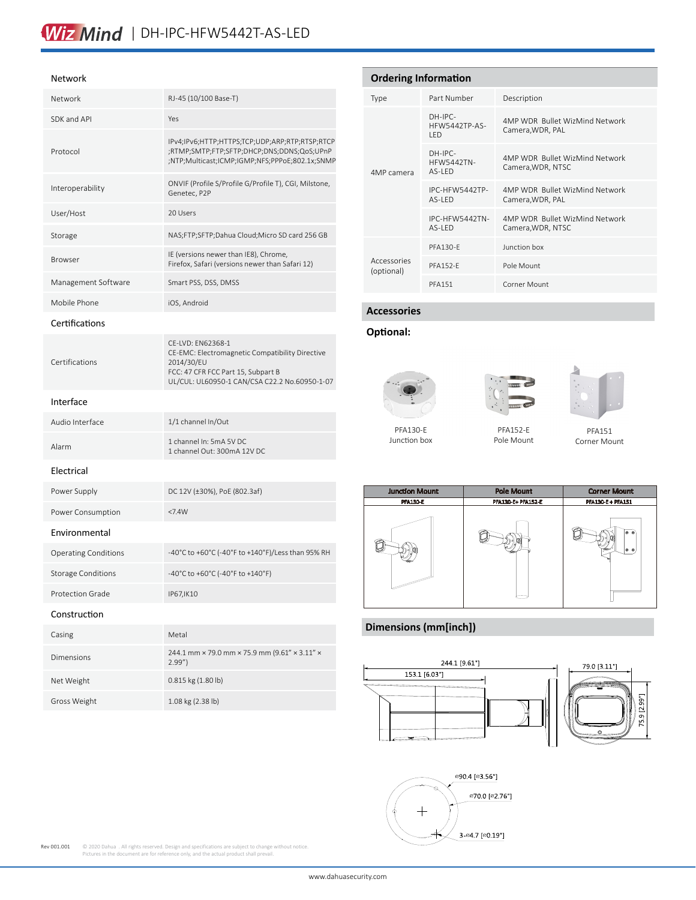# WizMind | DH-IPC-HFW5442T-AS-LED

### Network

| | |
|---|---|
| Network | RJ-45 (10/100 Base-T) |
| SDK and API | Yes |
| Protocol | IPv4;IPv6;HTTP;HTTPS;TCP;UDP;ARP;RTP;RTSP;RTCP;RTMP;SMTP;FTP;SFTP;DHCP;DNS;DDNS;QoS;UPnP;NTP;Multicast;ICMP;IGMP;NFS;PPPoE;802.1x;SNMP |
| Interoperability | ONVIF (Profile S/Profile G/Profile T), CGI, Milstone, Genetec, P2P |
| User/Host | 20 Users |
| Storage | NAS;FTP;SFTP;Dahua Cloud;Micro SD card 256 GB |
| Browser | IE (versions newer than IE8), Chrome, Firefox, Safari (versions newer than Safari 12) |
| Management Software | Smart PSS, DSS, DMSS |
| Mobile Phone | iOS, Android |

### Certifications

| | |
|---|---|
| Certifications | CE-LVD: EN62368-1<br>CE-EMC: Electromagnetic Compatibility Directive 2014/30/EU<br>FCC: 47 CFR FCC Part 15, Subpart B<br>UL/CUL: UL60950-1 CAN/CSA C22.2 No.60950-1-07 |

### Interface

| | |
|---|---|
| Audio Interface | 1/1 channel In/Out |
| Alarm | 1 channel In: 5mA 5V DC<br>1 channel Out: 300mA 12V DC |

### Electrical

| | |
|---|---|
| Power Supply | DC 12V (±30%), PoE (802.3af) |
| Power Consumption | <7.4W |

### Environmental

| | |
|---|---|
| Operating Conditions | -40°C to +60°C (-40°F to +140°F)/Less than 95% RH |
| Storage Conditions | -40°C to +60°C (-40°F to +140°F) |
| Protection Grade | IP67,IK10 |

### Construction

| | |
|---|---|
| Casing | Metal |
| Dimensions | 244.1 mm × 79.0 mm × 75.9 mm (9.61" × 3.11" × 2.99") |
| Net Weight | 0.815 kg (1.80 lb) |
| Gross Weight | 1.08 kg (2.38 lb) |

## Ordering Information

| Type | Part Number | Description |
|---|---|---|
| 4MP camera | DH-IPC-HFW5442TP-AS-LED | 4MP WDR Bullet WizMind Network Camera,WDR, PAL |
| | DH-IPC-HFW5442TN-AS-LED | 4MP WDR Bullet WizMind Network Camera,WDR, NTSC |
| | IPC-HFW5442TP-AS-LED | 4MP WDR Bullet WizMind Network Camera,WDR, PAL |
| | IPC-HFW5442TN-AS-LED | 4MP WDR Bullet WizMind Network Camera,WDR, NTSC |
| Accessories (optional) | PFA130-E | Junction box |
| | PFA152-E | Pole Mount |
| | PFA151 | Corner Mount |

## Accessories

### Optional:

PFA130-E
Junction box

PFA152-E
Pole Mount

PFA151
Corner Mount

| Junction Mount | Pole Mount | Corner Mount |
|---|---|---|
| PFA130-E | PFA130-E+ PFA152-E | PFA130-E + PFA151 |

## Dimensions (mm[inch])

244.1 [9.61"]
153.1 [6.03"]
79.0 [3.11"]
75.9 [2.99"]
⌀90.4 [⌀3.56"]
⌀70.0 [⌀2.76"]
3-⌀4.7 [⌀0.19"]

Rev 001.001 © 2020 Dahua . All rights reserved. Design and specifications are subject to change without notice. Pictures in the document are for reference only, and the actual product shall prevail.

www.dahuasecurity.com